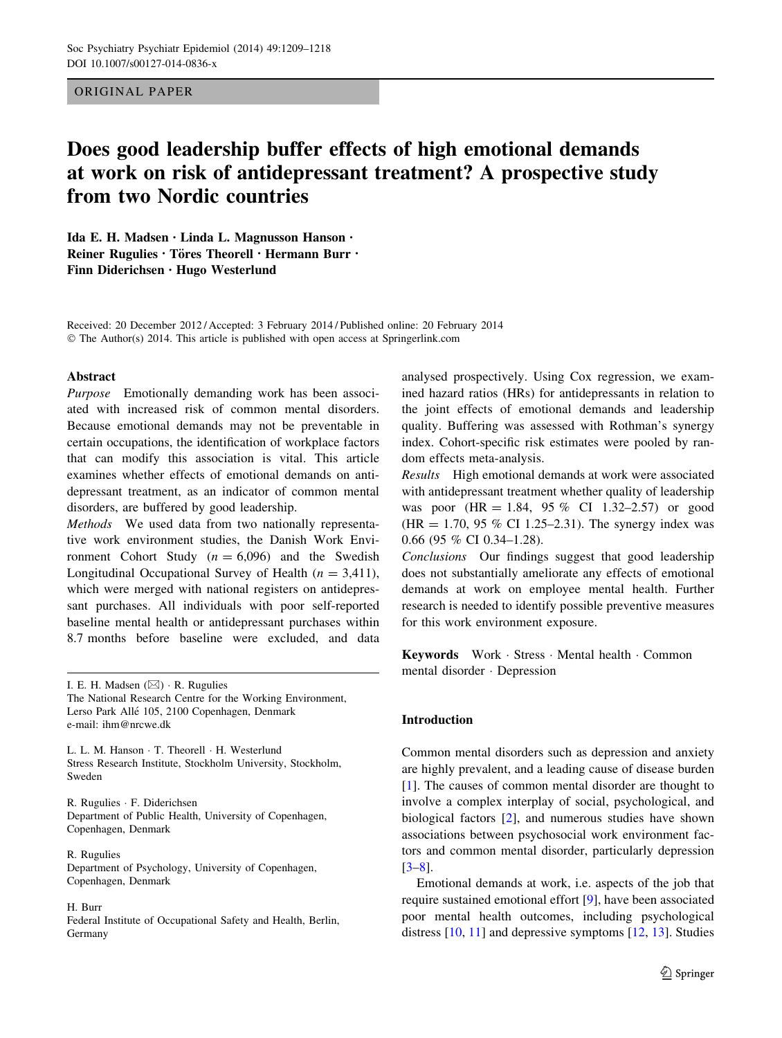ORIGINAL PAPER

# Does good leadership buffer effects of high emotional demands at work on risk of antidepressant treatment? A prospective study from two Nordic countries

**Ida E. H. Madsen · Linda L. Magnusson Hanson · Reiner Rugulies · Töres Theorell · Hermann Burr · Finn Diderichsen · Hugo Westerlund**

Received: 20 December 2012 / Accepted: 3 February 2014 / Published online: 20 February 2014
© The Author(s) 2014. This article is published with open access at Springerlink.com

## Abstract

*Purpose* Emotionally demanding work has been associated with increased risk of common mental disorders. Because emotional demands may not be preventable in certain occupations, the identification of workplace factors that can modify this association is vital. This article examines whether effects of emotional demands on antidepressant treatment, as an indicator of common mental disorders, are buffered by good leadership.

*Methods* We used data from two nationally representative work environment studies, the Danish Work Environment Cohort Study ($n = 6{,}096$) and the Swedish Longitudinal Occupational Survey of Health ($n = 3{,}411$), which were merged with national registers on antidepressant purchases. All individuals with poor self-reported baseline mental health or antidepressant purchases within 8.7 months before baseline were excluded, and data analysed prospectively. Using Cox regression, we examined hazard ratios (HRs) for antidepressants in relation to the joint effects of emotional demands and leadership quality. Buffering was assessed with Rothman's synergy index. Cohort-specific risk estimates were pooled by random effects meta-analysis.

*Results* High emotional demands at work were associated with antidepressant treatment whether quality of leadership was poor (HR = 1.84, 95 % CI 1.32–2.57) or good (HR = 1.70, 95 % CI 1.25–2.31). The synergy index was 0.66 (95 % CI 0.34–1.28).

*Conclusions* Our findings suggest that good leadership does not substantially ameliorate any effects of emotional demands at work on employee mental health. Further research is needed to identify possible preventive measures for this work environment exposure.

**Keywords** Work · Stress · Mental health · Common mental disorder · Depression

I. E. H. Madsen (✉) · R. Rugulies
The National Research Centre for the Working Environment, Lerso Park Allé 105, 2100 Copenhagen, Denmark
e-mail: ihm@nrcwe.dk

L. L. M. Hanson · T. Theorell · H. Westerlund
Stress Research Institute, Stockholm University, Stockholm, Sweden

R. Rugulies · F. Diderichsen
Department of Public Health, University of Copenhagen, Copenhagen, Denmark

R. Rugulies
Department of Psychology, University of Copenhagen, Copenhagen, Denmark

H. Burr
Federal Institute of Occupational Safety and Health, Berlin, Germany

## Introduction

Common mental disorders such as depression and anxiety are highly prevalent, and a leading cause of disease burden [1]. The causes of common mental disorder are thought to involve a complex interplay of social, psychological, and biological factors [2], and numerous studies have shown associations between psychosocial work environment factors and common mental disorder, particularly depression [3–8].

Emotional demands at work, i.e. aspects of the job that require sustained emotional effort [9], have been associated poor mental health outcomes, including psychological distress [10, 11] and depressive symptoms [12, 13]. Studies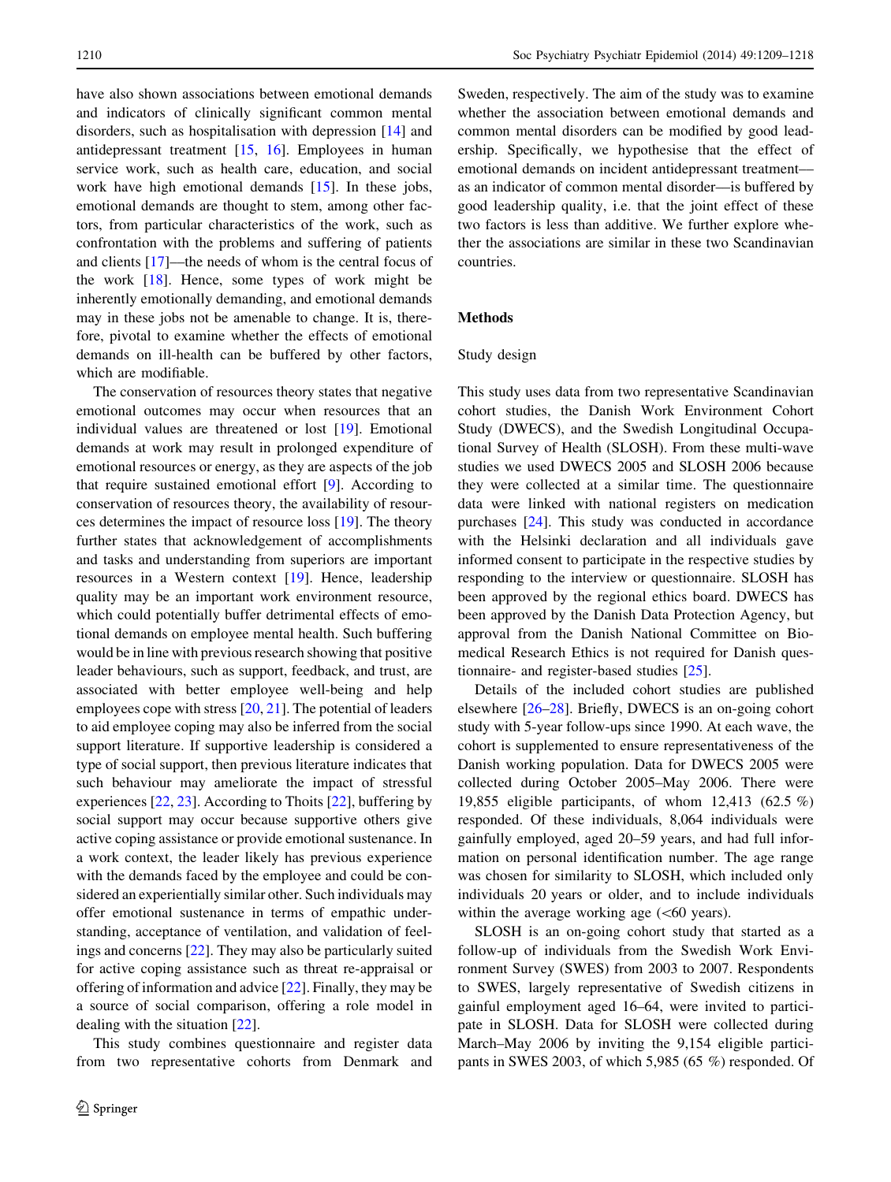have also shown associations between emotional demands and indicators of clinically significant common mental disorders, such as hospitalisation with depression [14] and antidepressant treatment [15, 16]. Employees in human service work, such as health care, education, and social work have high emotional demands [15]. In these jobs, emotional demands are thought to stem, among other factors, from particular characteristics of the work, such as confrontation with the problems and suffering of patients and clients [17]—the needs of whom is the central focus of the work [18]. Hence, some types of work might be inherently emotionally demanding, and emotional demands may in these jobs not be amenable to change. It is, therefore, pivotal to examine whether the effects of emotional demands on ill-health can be buffered by other factors, which are modifiable.

The conservation of resources theory states that negative emotional outcomes may occur when resources that an individual values are threatened or lost [19]. Emotional demands at work may result in prolonged expenditure of emotional resources or energy, as they are aspects of the job that require sustained emotional effort [9]. According to conservation of resources theory, the availability of resources determines the impact of resource loss [19]. The theory further states that acknowledgement of accomplishments and tasks and understanding from superiors are important resources in a Western context [19]. Hence, leadership quality may be an important work environment resource, which could potentially buffer detrimental effects of emotional demands on employee mental health. Such buffering would be in line with previous research showing that positive leader behaviours, such as support, feedback, and trust, are associated with better employee well-being and help employees cope with stress [20, 21]. The potential of leaders to aid employee coping may also be inferred from the social support literature. If supportive leadership is considered a type of social support, then previous literature indicates that such behaviour may ameliorate the impact of stressful experiences [22, 23]. According to Thoits [22], buffering by social support may occur because supportive others give active coping assistance or provide emotional sustenance. In a work context, the leader likely has previous experience with the demands faced by the employee and could be considered an experientially similar other. Such individuals may offer emotional sustenance in terms of empathic understanding, acceptance of ventilation, and validation of feelings and concerns [22]. They may also be particularly suited for active coping assistance such as threat re-appraisal or offering of information and advice [22]. Finally, they may be a source of social comparison, offering a role model in dealing with the situation [22].

This study combines questionnaire and register data from two representative cohorts from Denmark and Sweden, respectively. The aim of the study was to examine whether the association between emotional demands and common mental disorders can be modified by good leadership. Specifically, we hypothesise that the effect of emotional demands on incident antidepressant treatment—as an indicator of common mental disorder—is buffered by good leadership quality, i.e. that the joint effect of these two factors is less than additive. We further explore whether the associations are similar in these two Scandinavian countries.

## Methods

### Study design

This study uses data from two representative Scandinavian cohort studies, the Danish Work Environment Cohort Study (DWECS), and the Swedish Longitudinal Occupational Survey of Health (SLOSH). From these multi-wave studies we used DWECS 2005 and SLOSH 2006 because they were collected at a similar time. The questionnaire data were linked with national registers on medication purchases [24]. This study was conducted in accordance with the Helsinki declaration and all individuals gave informed consent to participate in the respective studies by responding to the interview or questionnaire. SLOSH has been approved by the regional ethics board. DWECS has been approved by the Danish Data Protection Agency, but approval from the Danish National Committee on Biomedical Research Ethics is not required for Danish questionnaire- and register-based studies [25].

Details of the included cohort studies are published elsewhere [26–28]. Briefly, DWECS is an on-going cohort study with 5-year follow-ups since 1990. At each wave, the cohort is supplemented to ensure representativeness of the Danish working population. Data for DWECS 2005 were collected during October 2005–May 2006. There were 19,855 eligible participants, of whom 12,413 (62.5 %) responded. Of these individuals, 8,064 individuals were gainfully employed, aged 20–59 years, and had full information on personal identification number. The age range was chosen for similarity to SLOSH, which included only individuals 20 years or older, and to include individuals within the average working age (<60 years).

SLOSH is an on-going cohort study that started as a follow-up of individuals from the Swedish Work Environment Survey (SWES) from 2003 to 2007. Respondents to SWES, largely representative of Swedish citizens in gainful employment aged 16–64, were invited to participate in SLOSH. Data for SLOSH were collected during March–May 2006 by inviting the 9,154 eligible participants in SWES 2003, of which 5,985 (65 %) responded. Of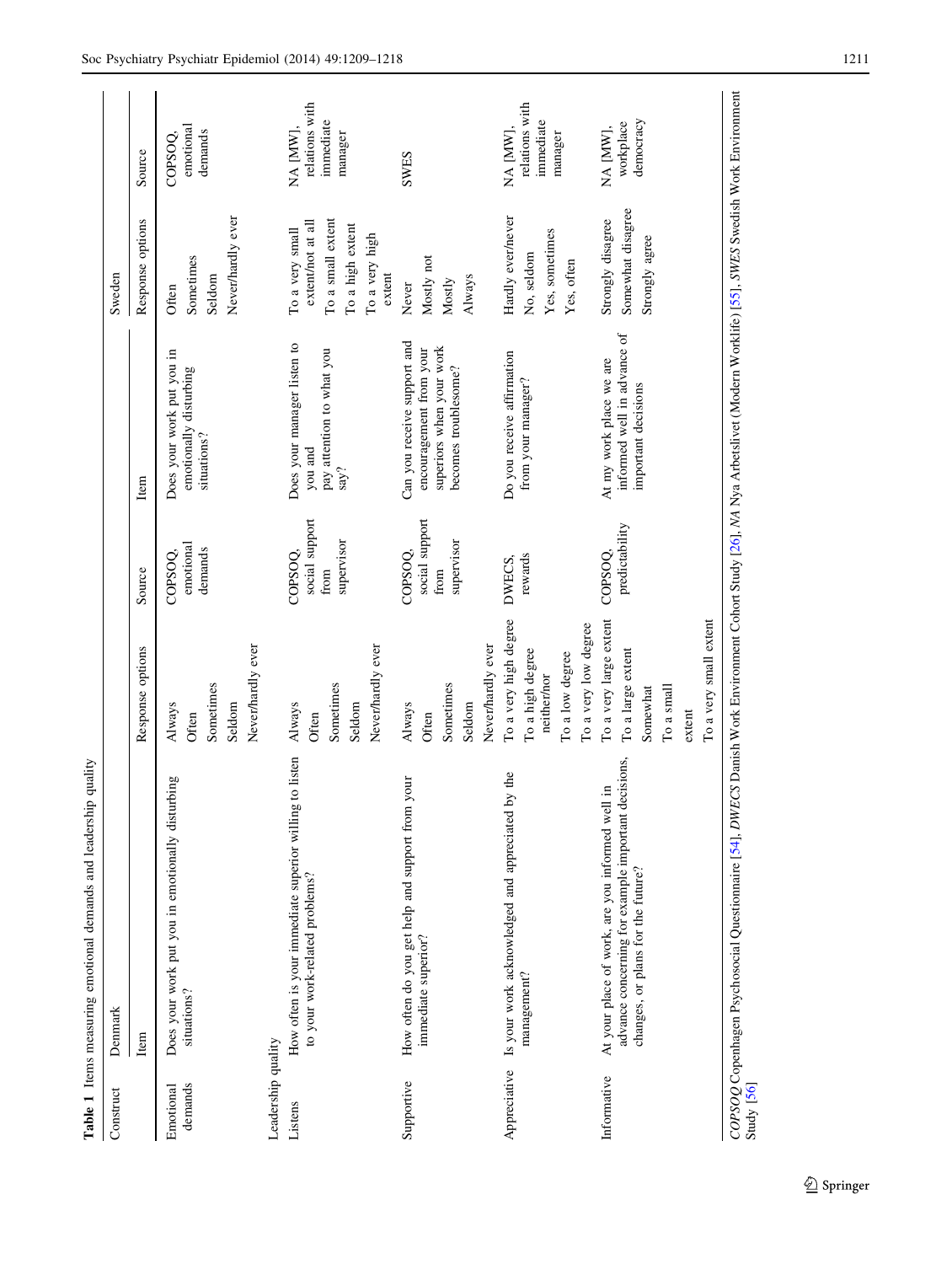**Table 1** Items measuring emotional demands and leadership quality

| Construct | Denmark | | | Sweden | | |
|---|---|---|---|---|---|---|
| | Item | Response options | Source | Item | Response options | Source |
| Emotional demands | Does your work put you in emotionally disturbing situations? | Always<br>Often<br>Sometimes<br>Seldom<br>Never/hardly ever | COPSOQ, emotional demands | Does your work put you in emotionally disturbing situations? | Often<br>Sometimes<br>Seldom<br>Never/hardly ever | COPSOQ, emotional demands |
| Leadership quality | | | | | | |
| Listens | How often is your immediate superior willing to listen to your work-related problems? | Always<br>Often<br>Sometimes<br>Seldom<br>Never/hardly ever | COPSOQ, social support from supervisor | Does your manager listen to you and pay attention to what you say? | To a very small extent/not at all<br>To a small extent<br>To a high extent<br>To a very high extent | NA [MW], relations with immediate manager |
| Supportive | How often do you get help and support from your immediate superior? | Always<br>Often<br>Sometimes<br>Seldom<br>Never/hardly ever | COPSOQ, social support from supervisor | Can you receive support and encouragement from your superiors when your work becomes troublesome? | Never<br>Mostly not<br>Mostly<br>Always | SWES |
| Appreciative | Is your work acknowledged and appreciated by the management? | To a very high degree<br>To a high degree<br>neither/nor<br>To a low degree<br>To a very low degree | DWECS, rewards | Do you receive affirmation from your manager? | Hardly ever/never<br>No, seldom<br>Yes, sometimes<br>Yes, often | NA [MW], relations with immediate manager |
| Informative | At your place of work, are you informed well in advance concerning for example important decisions, changes, or plans for the future? | To a very large extent<br>To a large extent<br>Somewhat<br>To a small extent<br>To a very small extent | COPSOQ, predictability | At my work place we are informed well in advance of important decisions | Strongly disagree<br>Somewhat disagree<br>Strongly agree | NA [MW], workplace democracy |

*COPSOQ* Copenhagen Psychosocial Questionnaire [54], *DWECS* Danish Work Environment Cohort Study [26], *NA* Nya Arbetslivet (Modern Worklife) [55], *SWES* Swedish Work Environment Study [56]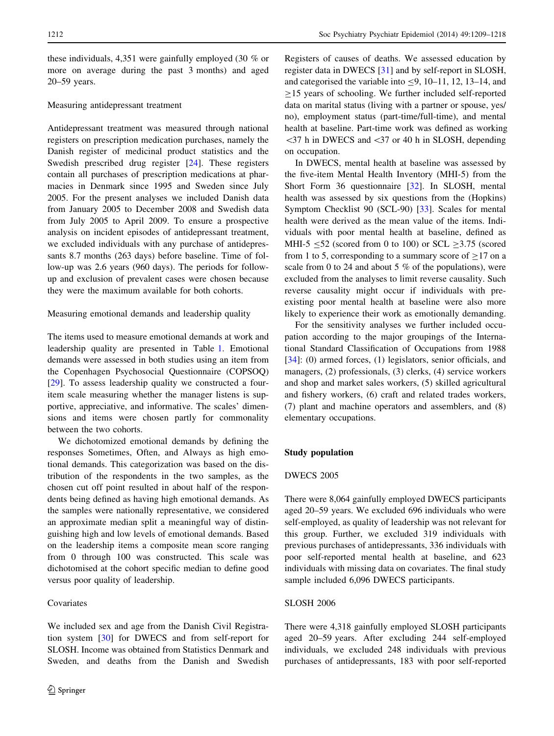these individuals, 4,351 were gainfully employed (30 % or more on average during the past 3 months) and aged 20–59 years.

### Measuring antidepressant treatment

Antidepressant treatment was measured through national registers on prescription medication purchases, namely the Danish register of medicinal product statistics and the Swedish prescribed drug register [24]. These registers contain all purchases of prescription medications at pharmacies in Denmark since 1995 and Sweden since July 2005. For the present analyses we included Danish data from January 2005 to December 2008 and Swedish data from July 2005 to April 2009. To ensure a prospective analysis on incident episodes of antidepressant treatment, we excluded individuals with any purchase of antidepressants 8.7 months (263 days) before baseline. Time of follow-up was 2.6 years (960 days). The periods for follow-up and exclusion of prevalent cases were chosen because they were the maximum available for both cohorts.

### Measuring emotional demands and leadership quality

The items used to measure emotional demands at work and leadership quality are presented in Table 1. Emotional demands were assessed in both studies using an item from the Copenhagen Psychosocial Questionnaire (COPSOQ) [29]. To assess leadership quality we constructed a four-item scale measuring whether the manager listens is supportive, appreciative, and informative. The scales' dimensions and items were chosen partly for commonality between the two cohorts.

We dichotomized emotional demands by defining the responses Sometimes, Often, and Always as high emotional demands. This categorization was based on the distribution of the respondents in the two samples, as the chosen cut off point resulted in about half of the respondents being defined as having high emotional demands. As the samples were nationally representative, we considered an approximate median split a meaningful way of distinguishing high and low levels of emotional demands. Based on the leadership items a composite mean score ranging from 0 through 100 was constructed. This scale was dichotomised at the cohort specific median to define good versus poor quality of leadership.

### Covariates

We included sex and age from the Danish Civil Registration system [30] for DWECS and from self-report for SLOSH. Income was obtained from Statistics Denmark and Sweden, and deaths from the Danish and Swedish Registers of causes of deaths. We assessed education by register data in DWECS [31] and by self-report in SLOSH, and categorised the variable into $\leq 9$, 10–11, 12, 13–14, and $\geq 15$ years of schooling. We further included self-reported data on marital status (living with a partner or spouse, yes/no), employment status (part-time/full-time), and mental health at baseline. Part-time work was defined as working $<37$ h in DWECS and $<37$ or 40 h in SLOSH, depending on occupation.

In DWECS, mental health at baseline was assessed by the five-item Mental Health Inventory (MHI-5) from the Short Form 36 questionnaire [32]. In SLOSH, mental health was assessed by six questions from the (Hopkins) Symptom Checklist 90 (SCL-90) [33]. Scales for mental health were derived as the mean value of the items. Individuals with poor mental health at baseline, defined as MHI-5 $\leq 52$ (scored from 0 to 100) or SCL $\geq 3.75$ (scored from 1 to 5, corresponding to a summary score of $\geq 17$ on a scale from 0 to 24 and about 5 % of the populations), were excluded from the analyses to limit reverse causality. Such reverse causality might occur if individuals with pre-existing poor mental health at baseline were also more likely to experience their work as emotionally demanding.

For the sensitivity analyses we further included occupation according to the major groupings of the International Standard Classification of Occupations from 1988 [34]: (0) armed forces, (1) legislators, senior officials, and managers, (2) professionals, (3) clerks, (4) service workers and shop and market sales workers, (5) skilled agricultural and fishery workers, (6) craft and related trades workers, (7) plant and machine operators and assemblers, and (8) elementary occupations.

## Study population

### DWECS 2005

There were 8,064 gainfully employed DWECS participants aged 20–59 years. We excluded 696 individuals who were self-employed, as quality of leadership was not relevant for this group. Further, we excluded 319 individuals with previous purchases of antidepressants, 336 individuals with poor self-reported mental health at baseline, and 623 individuals with missing data on covariates. The final study sample included 6,096 DWECS participants.

### SLOSH 2006

There were 4,318 gainfully employed SLOSH participants aged 20–59 years. After excluding 244 self-employed individuals, we excluded 248 individuals with previous purchases of antidepressants, 183 with poor self-reported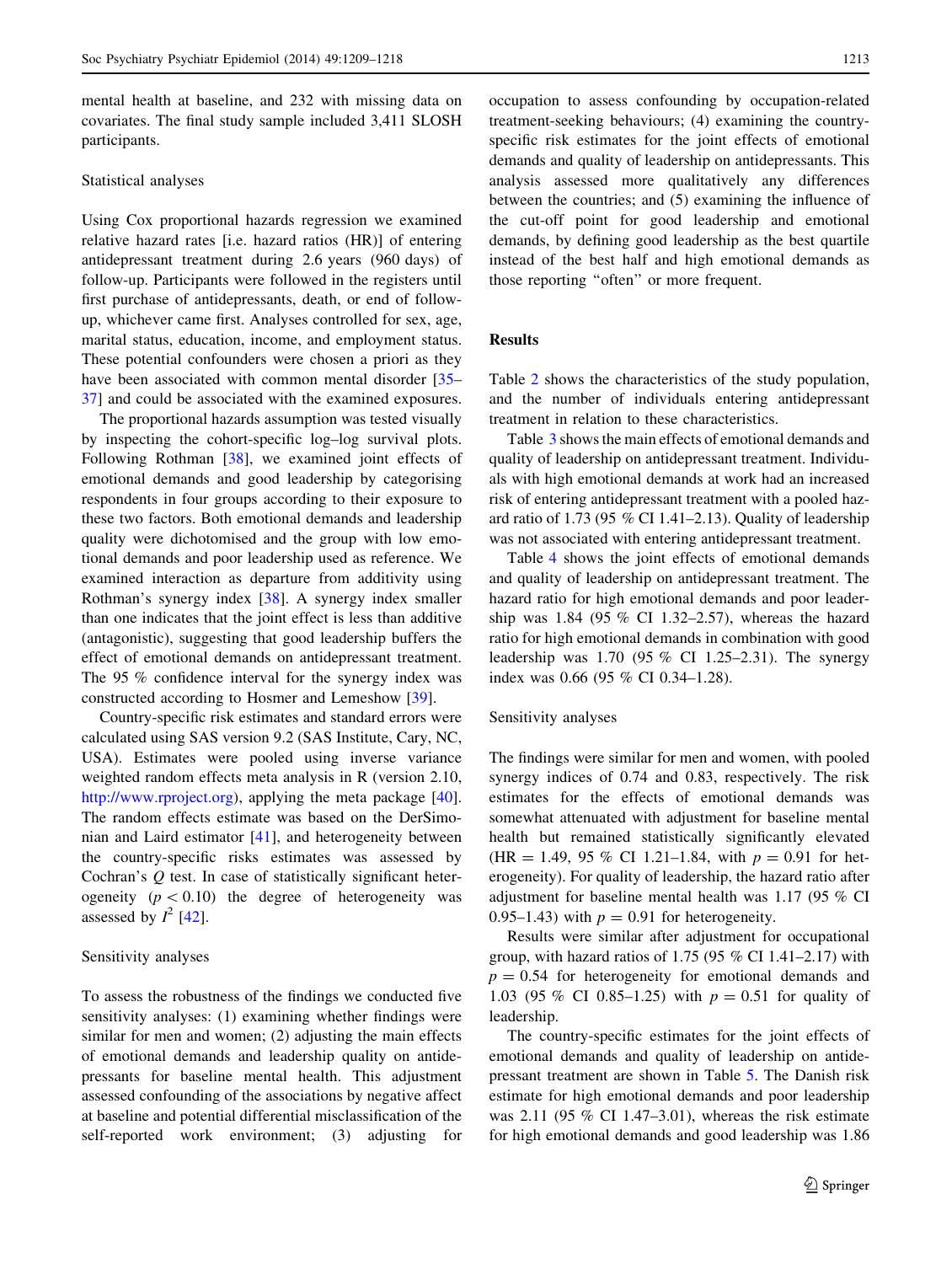mental health at baseline, and 232 with missing data on covariates. The final study sample included 3,411 SLOSH participants.

### Statistical analyses

Using Cox proportional hazards regression we examined relative hazard rates [i.e. hazard ratios (HR)] of entering antidepressant treatment during 2.6 years (960 days) of follow-up. Participants were followed in the registers until first purchase of antidepressants, death, or end of follow-up, whichever came first. Analyses controlled for sex, age, marital status, education, income, and employment status. These potential confounders were chosen a priori as they have been associated with common mental disorder [35–37] and could be associated with the examined exposures.

The proportional hazards assumption was tested visually by inspecting the cohort-specific log–log survival plots. Following Rothman [38], we examined joint effects of emotional demands and good leadership by categorising respondents in four groups according to their exposure to these two factors. Both emotional demands and leadership quality were dichotomised and the group with low emotional demands and poor leadership used as reference. We examined interaction as departure from additivity using Rothman's synergy index [38]. A synergy index smaller than one indicates that the joint effect is less than additive (antagonistic), suggesting that good leadership buffers the effect of emotional demands on antidepressant treatment. The 95 % confidence interval for the synergy index was constructed according to Hosmer and Lemeshow [39].

Country-specific risk estimates and standard errors were calculated using SAS version 9.2 (SAS Institute, Cary, NC, USA). Estimates were pooled using inverse variance weighted random effects meta analysis in R (version 2.10, http://www.rproject.org), applying the meta package [40]. The random effects estimate was based on the DerSimonian and Laird estimator [41], and heterogeneity between the country-specific risks estimates was assessed by Cochran's $Q$ test. In case of statistically significant heterogeneity ($p < 0.10$) the degree of heterogeneity was assessed by $I^2$ [42].

### Sensitivity analyses

To assess the robustness of the findings we conducted five sensitivity analyses: (1) examining whether findings were similar for men and women; (2) adjusting the main effects of emotional demands and leadership quality on antidepressants for baseline mental health. This adjustment assessed confounding of the associations by negative affect at baseline and potential differential misclassification of the self-reported work environment; (3) adjusting for occupation to assess confounding by occupation-related treatment-seeking behaviours; (4) examining the country-specific risk estimates for the joint effects of emotional demands and quality of leadership on antidepressants. This analysis assessed more qualitatively any differences between the countries; and (5) examining the influence of the cut-off point for good leadership and emotional demands, by defining good leadership as the best quartile instead of the best half and high emotional demands as those reporting "often" or more frequent.

## Results

Table 2 shows the characteristics of the study population, and the number of individuals entering antidepressant treatment in relation to these characteristics.

Table 3 shows the main effects of emotional demands and quality of leadership on antidepressant treatment. Individuals with high emotional demands at work had an increased risk of entering antidepressant treatment with a pooled hazard ratio of 1.73 (95 % CI 1.41–2.13). Quality of leadership was not associated with entering antidepressant treatment.

Table 4 shows the joint effects of emotional demands and quality of leadership on antidepressant treatment. The hazard ratio for high emotional demands and poor leadership was 1.84 (95 % CI 1.32–2.57), whereas the hazard ratio for high emotional demands in combination with good leadership was 1.70 (95 % CI 1.25–2.31). The synergy index was 0.66 (95 % CI 0.34–1.28).

### Sensitivity analyses

The findings were similar for men and women, with pooled synergy indices of 0.74 and 0.83, respectively. The risk estimates for the effects of emotional demands was somewhat attenuated with adjustment for baseline mental health but remained statistically significant elevated (HR = 1.49, 95 % CI 1.21–1.84, with $p = 0.91$ for heterogeneity). For quality of leadership, the hazard ratio after adjustment for baseline mental health was 1.17 (95 % CI 0.95–1.43) with $p = 0.91$ for heterogeneity.

Results were similar after adjustment for occupational group, with hazard ratios of 1.75 (95 % CI 1.41–2.17) with $p = 0.54$ for heterogeneity for emotional demands and 1.03 (95 % CI 0.85–1.25) with $p = 0.51$ for quality of leadership.

The country-specific estimates for the joint effects of emotional demands and quality of leadership on antidepressant treatment are shown in Table 5. The Danish risk estimate for high emotional demands and poor leadership was 2.11 (95 % CI 1.47–3.01), whereas the risk estimate for high emotional demands and good leadership was 1.86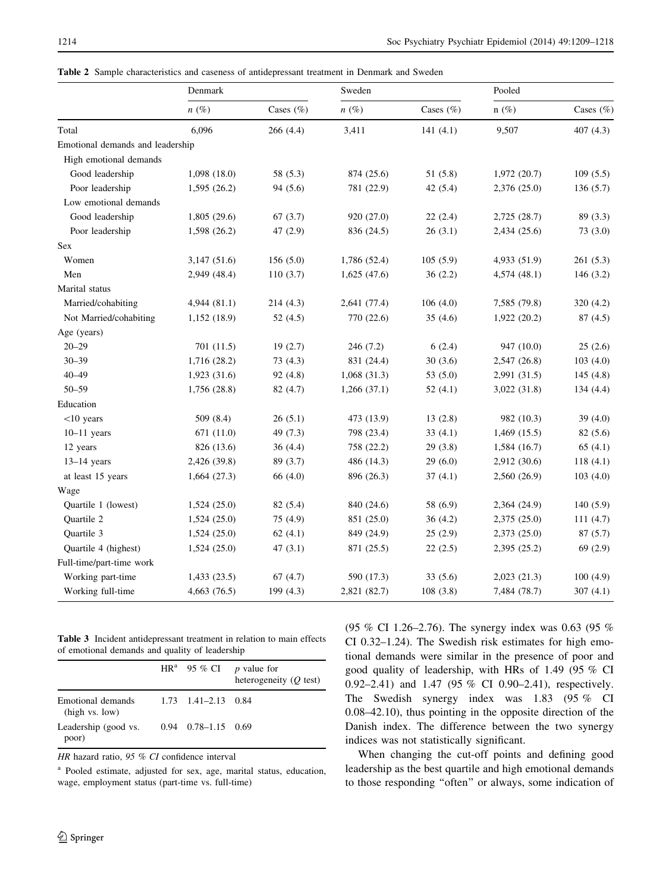**Table 2** Sample characteristics and caseness of antidepressant treatment in Denmark and Sweden

| | Denmark | | Sweden | | Pooled | |
|---|---|---|---|---|---|---|
| | *n* (%) | Cases (%) | *n* (%) | Cases (%) | n (%) | Cases (%) |
| Total | 6,096 | 266 (4.4) | 3,411 | 141 (4.1) | 9,507 | 407 (4.3) |
| Emotional demands and leadership | | | | | | |
| High emotional demands | | | | | | |
| Good leadership | 1,098 (18.0) | 58 (5.3) | 874 (25.6) | 51 (5.8) | 1,972 (20.7) | 109 (5.5) |
| Poor leadership | 1,595 (26.2) | 94 (5.6) | 781 (22.9) | 42 (5.4) | 2,376 (25.0) | 136 (5.7) |
| Low emotional demands | | | | | | |
| Good leadership | 1,805 (29.6) | 67 (3.7) | 920 (27.0) | 22 (2.4) | 2,725 (28.7) | 89 (3.3) |
| Poor leadership | 1,598 (26.2) | 47 (2.9) | 836 (24.5) | 26 (3.1) | 2,434 (25.6) | 73 (3.0) |
| Sex | | | | | | |
| Women | 3,147 (51.6) | 156 (5.0) | 1,786 (52.4) | 105 (5.9) | 4,933 (51.9) | 261 (5.3) |
| Men | 2,949 (48.4) | 110 (3.7) | 1,625 (47.6) | 36 (2.2) | 4,574 (48.1) | 146 (3.2) |
| Marital status | | | | | | |
| Married/cohabiting | 4,944 (81.1) | 214 (4.3) | 2,641 (77.4) | 106 (4.0) | 7,585 (79.8) | 320 (4.2) |
| Not Married/cohabiting | 1,152 (18.9) | 52 (4.5) | 770 (22.6) | 35 (4.6) | 1,922 (20.2) | 87 (4.5) |
| Age (years) | | | | | | |
| 20–29 | 701 (11.5) | 19 (2.7) | 246 (7.2) | 6 (2.4) | 947 (10.0) | 25 (2.6) |
| 30–39 | 1,716 (28.2) | 73 (4.3) | 831 (24.4) | 30 (3.6) | 2,547 (26.8) | 103 (4.0) |
| 40–49 | 1,923 (31.6) | 92 (4.8) | 1,068 (31.3) | 53 (5.0) | 2,991 (31.5) | 145 (4.8) |
| 50–59 | 1,756 (28.8) | 82 (4.7) | 1,266 (37.1) | 52 (4.1) | 3,022 (31.8) | 134 (4.4) |
| Education | | | | | | |
| <10 years | 509 (8.4) | 26 (5.1) | 473 (13.9) | 13 (2.8) | 982 (10.3) | 39 (4.0) |
| 10–11 years | 671 (11.0) | 49 (7.3) | 798 (23.4) | 33 (4.1) | 1,469 (15.5) | 82 (5.6) |
| 12 years | 826 (13.6) | 36 (4.4) | 758 (22.2) | 29 (3.8) | 1,584 (16.7) | 65 (4.1) |
| 13–14 years | 2,426 (39.8) | 89 (3.7) | 486 (14.3) | 29 (6.0) | 2,912 (30.6) | 118 (4.1) |
| at least 15 years | 1,664 (27.3) | 66 (4.0) | 896 (26.3) | 37 (4.1) | 2,560 (26.9) | 103 (4.0) |
| Wage | | | | | | |
| Quartile 1 (lowest) | 1,524 (25.0) | 82 (5.4) | 840 (24.6) | 58 (6.9) | 2,364 (24.9) | 140 (5.9) |
| Quartile 2 | 1,524 (25.0) | 75 (4.9) | 851 (25.0) | 36 (4.2) | 2,375 (25.0) | 111 (4.7) |
| Quartile 3 | 1,524 (25.0) | 62 (4.1) | 849 (24.9) | 25 (2.9) | 2,373 (25.0) | 87 (5.7) |
| Quartile 4 (highest) | 1,524 (25.0) | 47 (3.1) | 871 (25.5) | 22 (2.5) | 2,395 (25.2) | 69 (2.9) |
| Full-time/part-time work | | | | | | |
| Working part-time | 1,433 (23.5) | 67 (4.7) | 590 (17.3) | 33 (5.6) | 2,023 (21.3) | 100 (4.9) |
| Working full-time | 4,663 (76.5) | 199 (4.3) | 2,821 (82.7) | 108 (3.8) | 7,484 (78.7) | 307 (4.1) |

**Table 3** Incident antidepressant treatment in relation to main effects of emotional demands and quality of leadership

| | HR[a] | 95 % CI | *p* value for heterogeneity (*Q* test) |
|---|---|---|---|
| Emotional demands (high vs. low) | 1.73 | 1.41–2.13 | 0.84 |
| Leadership (good vs. poor) | 0.94 | 0.78–1.15 | 0.69 |

*HR* hazard ratio, *95 % CI* confidence interval

[a] Pooled estimate, adjusted for sex, age, marital status, education, wage, employment status (part-time vs. full-time)

(95 % CI 1.26–2.76). The synergy index was 0.63 (95 % CI 0.32–1.24). The Swedish risk estimates for high emotional demands were similar in the presence of poor and good quality of leadership, with HRs of 1.49 (95 % CI 0.92–2.41) and 1.47 (95 % CI 0.90–2.41), respectively. The Swedish synergy index was 1.83 (95 % CI 0.08–42.10), thus pointing in the opposite direction of the Danish index. The difference between the two synergy indices was not statistically significant.

When changing the cut-off points and defining good leadership as the best quartile and high emotional demands to those responding "often" or always, some indication of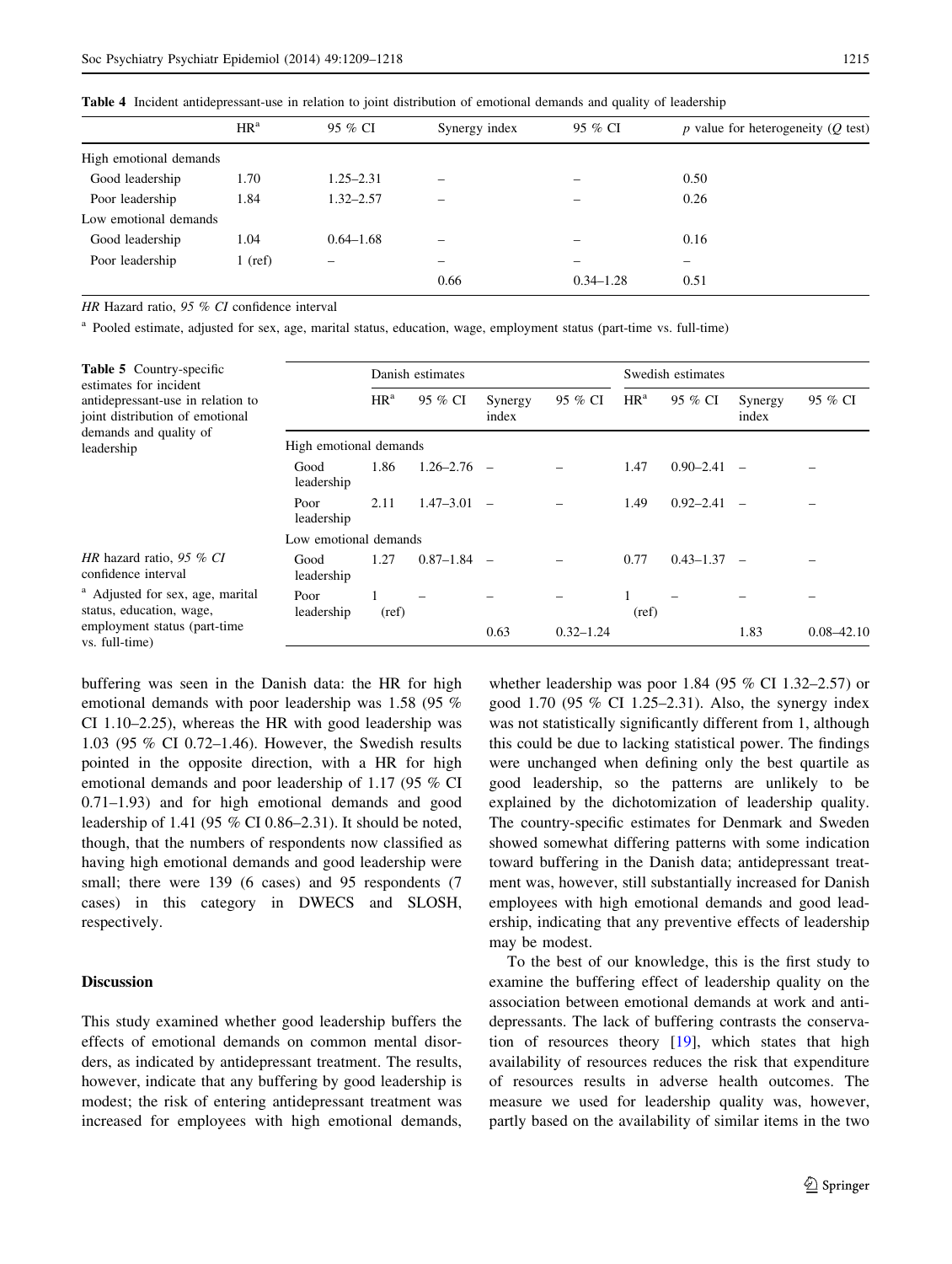**Table 4** Incident antidepressant-use in relation to joint distribution of emotional demands and quality of leadership

| | HR[a] | 95 % CI | Synergy index | 95 % CI | *p* value for heterogeneity (*Q* test) |
|---|---|---|---|---|---|
| High emotional demands | | | | | |
| Good leadership | 1.70 | 1.25–2.31 | – | – | 0.50 |
| Poor leadership | 1.84 | 1.32–2.57 | – | – | 0.26 |
| Low emotional demands | | | | | |
| Good leadership | 1.04 | 0.64–1.68 | – | – | 0.16 |
| Poor leadership | 1 (ref) | – | – | – | – |
| | | | 0.66 | 0.34–1.28 | 0.51 |

*HR* Hazard ratio, *95 % CI* confidence interval

[a] Pooled estimate, adjusted for sex, age, marital status, education, wage, employment status (part-time vs. full-time)

**Table 5** Country-specific estimates for incident antidepressant-use in relation to joint distribution of emotional demands and quality of leadership

| | Danish estimates | | | | Swedish estimates | | | |
|---|---|---|---|---|---|---|---|---|
| | HR[a] | 95 % CI | Synergy index | 95 % CI | HR[a] | 95 % CI | Synergy index | 95 % CI |
| High emotional demands | | | | | | | | |
| Good leadership | 1.86 | 1.26–2.76 | – | – | 1.47 | 0.90–2.41 | – | – |
| Poor leadership | 2.11 | 1.47–3.01 | – | – | 1.49 | 0.92–2.41 | – | – |
| Low emotional demands | | | | | | | | |
| Good leadership | 1.27 | 0.87–1.84 | – | – | 0.77 | 0.43–1.37 | – | – |
| Poor leadership | 1 (ref) | – | – | – | 1 (ref) | – | – | – |
| | | | 0.63 | 0.32–1.24 | | | 1.83 | 0.08–42.10 |

*HR* hazard ratio, *95 % CI* confidence interval

[a] Adjusted for sex, age, marital status, education, wage, employment status (part-time vs. full-time)

buffering was seen in the Danish data: the HR for high emotional demands with poor leadership was 1.58 (95 % CI 1.10–2.25), whereas the HR with good leadership was 1.03 (95 % CI 0.72–1.46). However, the Swedish results pointed in the opposite direction, with a HR for high emotional demands and poor leadership of 1.17 (95 % CI 0.71–1.93) and for high emotional demands and good leadership of 1.41 (95 % CI 0.86–2.31). It should be noted, though, that the numbers of respondents now classified as having high emotional demands and good leadership were small; there were 139 (6 cases) and 95 respondents (7 cases) in this category in DWECS and SLOSH, respectively.

## Discussion

This study examined whether good leadership buffers the effects of emotional demands on common mental disorders, as indicated by antidepressant treatment. The results, however, indicate that any buffering by good leadership is modest; the risk of entering antidepressant treatment was increased for employees with high emotional demands, whether leadership was poor 1.84 (95 % CI 1.32–2.57) or good 1.70 (95 % CI 1.25–2.31). Also, the synergy index was not statistically significantly different from 1, although this could be due to lacking statistical power. The findings were unchanged when defining only the best quartile as good leadership, so the patterns are unlikely to be explained by the dichotomization of leadership quality. The country-specific estimates for Denmark and Sweden showed somewhat differing patterns with some indication toward buffering in the Danish data; antidepressant treatment was, however, still substantially increased for Danish employees with high emotional demands and good leadership, indicating that any preventive effects of leadership may be modest.

To the best of our knowledge, this is the first study to examine the buffering effect of leadership quality on the association between emotional demands at work and antidepressants. The lack of buffering contrasts the conservation of resources theory [19], which states that high availability of resources reduces the risk that expenditure of resources results in adverse health outcomes. The measure we used for leadership quality was, however, partly based on the availability of similar items in the two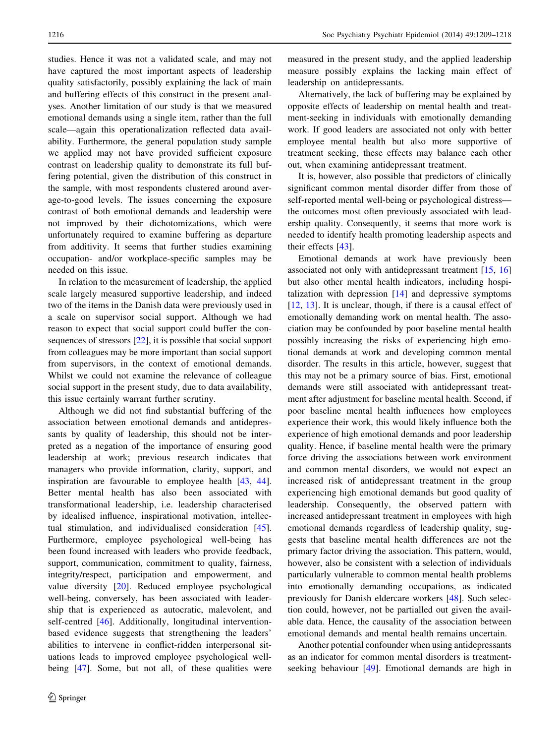studies. Hence it was not a validated scale, and may not have captured the most important aspects of leadership quality satisfactorily, possibly explaining the lack of main and buffering effects of this construct in the present analyses. Another limitation of our study is that we measured emotional demands using a single item, rather than the full scale—again this operationalization reflected data availability. Furthermore, the general population study sample we applied may not have provided sufficient exposure contrast on leadership quality to demonstrate its full buffering potential, given the distribution of this construct in the sample, with most respondents clustered around average-to-good levels. The issues concerning the exposure contrast of both emotional demands and leadership were not improved by their dichotomizations, which were unfortunately required to examine buffering as departure from additivity. It seems that further studies examining occupation- and/or workplace-specific samples may be needed on this issue.

In relation to the measurement of leadership, the applied scale largely measured supportive leadership, and indeed two of the items in the Danish data were previously used in a scale on supervisor social support. Although we had reason to expect that social support could buffer the consequences of stressors [22], it is possible that social support from colleagues may be more important than social support from supervisors, in the context of emotional demands. Whilst we could not examine the relevance of colleague social support in the present study, due to data availability, this issue certainly warrant further scrutiny.

Although we did not find substantial buffering of the association between emotional demands and antidepressants by quality of leadership, this should not be interpreted as a negation of the importance of ensuring good leadership at work; previous research indicates that managers who provide information, clarity, support, and inspiration are favourable to employee health [43, 44]. Better mental health has also been associated with transformational leadership, i.e. leadership characterised by idealised influence, inspirational motivation, intellectual stimulation, and individualised consideration [45]. Furthermore, employee psychological well-being has been found increased with leaders who provide feedback, support, communication, commitment to quality, fairness, integrity/respect, participation and empowerment, and value diversity [20]. Reduced employee psychological well-being, conversely, has been associated with leadership that is experienced as autocratic, malevolent, and self-centred [46]. Additionally, longitudinal intervention-based evidence suggests that strengthening the leaders' abilities to intervene in conflict-ridden interpersonal situations leads to improved employee psychological well-being [47]. Some, but not all, of these qualities were measured in the present study, and the applied leadership measure possibly explains the lacking main effect of leadership on antidepressants.

Alternatively, the lack of buffering may be explained by opposite effects of leadership on mental health and treatment-seeking in individuals with emotionally demanding work. If good leaders are associated not only with better employee mental health but also more supportive of treatment seeking, these effects may balance each other out, when examining antidepressant treatment.

It is, however, also possible that predictors of clinically significant common mental disorder differ from those of self-reported mental well-being or psychological distress—the outcomes most often previously associated with leadership quality. Consequently, it seems that more work is needed to identify health promoting leadership aspects and their effects [43].

Emotional demands at work have previously been associated not only with antidepressant treatment [15, 16] but also other mental health indicators, including hospitalization with depression [14] and depressive symptoms [12, 13]. It is unclear, though, if there is a causal effect of emotionally demanding work on mental health. The association may be confounded by poor baseline mental health possibly increasing the risks of experiencing high emotional demands at work and developing common mental disorder. The results in this article, however, suggest that this may not be a primary source of bias. First, emotional demands were still associated with antidepressant treatment after adjustment for baseline mental health. Second, if poor baseline mental health influences how employees experience their work, this would likely influence both the experience of high emotional demands and poor leadership quality. Hence, if baseline mental health were the primary force driving the associations between work environment and common mental disorders, we would not expect an increased risk of antidepressant treatment in the group experiencing high emotional demands but good quality of leadership. Consequently, the observed pattern with increased antidepressant treatment in employees with high emotional demands regardless of leadership quality, suggests that baseline mental health differences are not the primary factor driving the association. This pattern, would, however, also be consistent with a selection of individuals particularly vulnerable to common mental health problems into emotionally demanding occupations, as indicated previously for Danish eldercare workers [48]. Such selection could, however, not be partialled out given the available data. Hence, the causality of the association between emotional demands and mental health remains uncertain.

Another potential confounder when using antidepressants as an indicator for common mental disorders is treatment-seeking behaviour [49]. Emotional demands are high in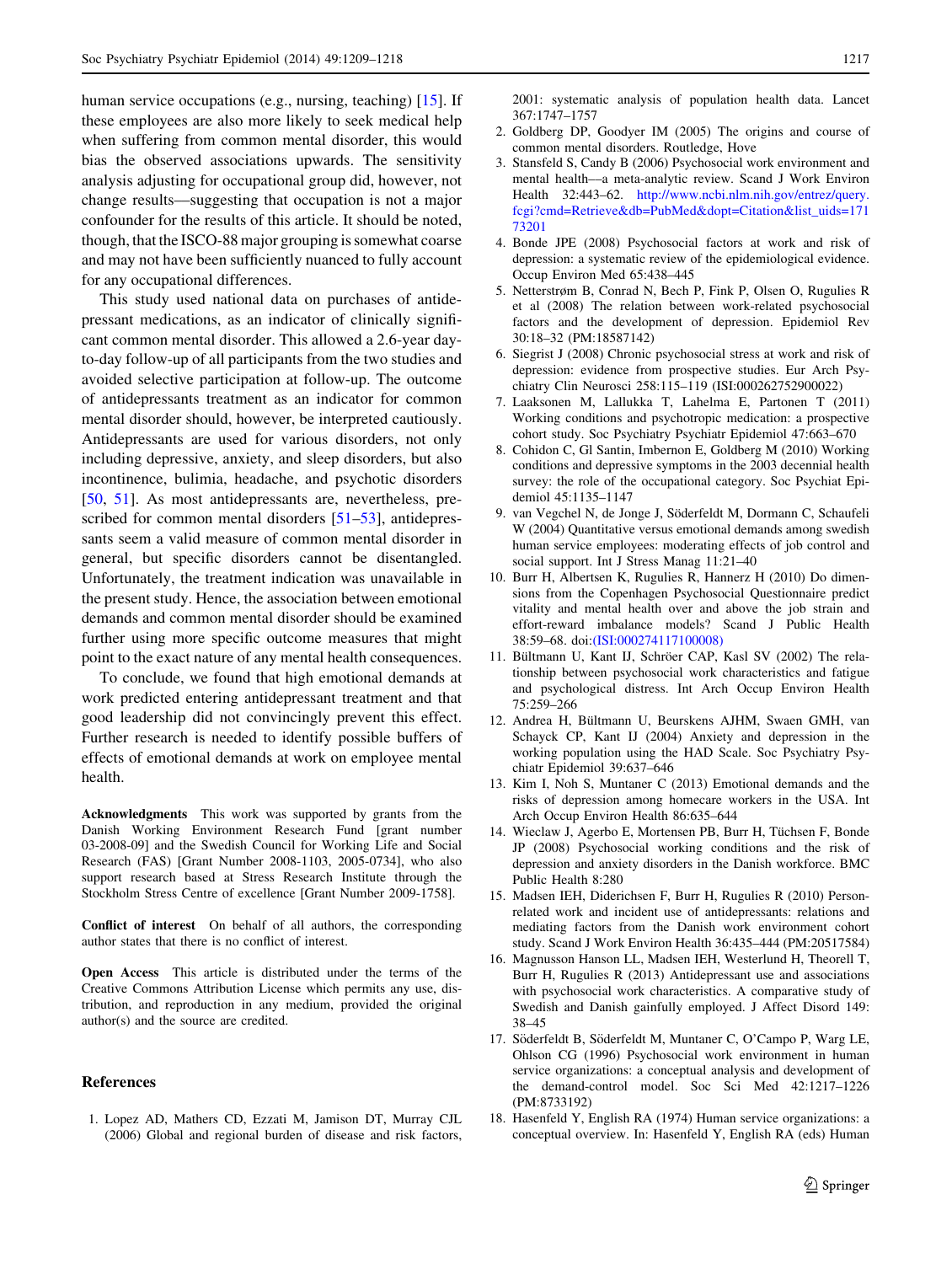human service occupations (e.g., nursing, teaching) [15]. If these employees are also more likely to seek medical help when suffering from common mental disorder, this would bias the observed associations upwards. The sensitivity analysis adjusting for occupational group did, however, not change results—suggesting that occupation is not a major confounder for the results of this article. It should be noted, though, that the ISCO-88 major grouping is somewhat coarse and may not have been sufficiently nuanced to fully account for any occupational differences.

This study used national data on purchases of antidepressant medications, as an indicator of clinically significant common mental disorder. This allowed a 2.6-year day-to-day follow-up of all participants from the two studies and avoided selective participation at follow-up. The outcome of antidepressants treatment as an indicator for common mental disorder should, however, be interpreted cautiously. Antidepressants are used for various disorders, not only including depressive, anxiety, and sleep disorders, but also incontinence, bulimia, headache, and psychotic disorders [50, 51]. As most antidepressants are, nevertheless, prescribed for common mental disorders [51–53], antidepressants seem a valid measure of common mental disorder in general, but specific disorders cannot be disentangled. Unfortunately, the treatment indication was unavailable in the present study. Hence, the association between emotional demands and common mental disorder should be examined further using more specific outcome measures that might point to the exact nature of any mental health consequences.

To conclude, we found that high emotional demands at work predicted entering antidepressant treatment and that good leadership did not convincingly prevent this effect. Further research is needed to identify possible buffers of effects of emotional demands at work on employee mental health.

**Acknowledgments** This work was supported by grants from the Danish Working Environment Research Fund [grant number 03-2008-09] and the Swedish Council for Working Life and Social Research (FAS) [Grant Number 2008-1103, 2005-0734], who also support research based at Stress Research Institute through the Stockholm Stress Centre of excellence [Grant Number 2009-1758].

**Conflict of interest** On behalf of all authors, the corresponding author states that there is no conflict of interest.

**Open Access** This article is distributed under the terms of the Creative Commons Attribution License which permits any use, distribution, and reproduction in any medium, provided the original author(s) and the source are credited.

## References

1. Lopez AD, Mathers CD, Ezzati M, Jamison DT, Murray CJL (2006) Global and regional burden of disease and risk factors, 2001: systematic analysis of population health data. Lancet 367:1747–1757
2. Goldberg DP, Goodyer IM (2005) The origins and course of common mental disorders. Routledge, Hove
3. Stansfeld S, Candy B (2006) Psychosocial work environment and mental health—a meta-analytic review. Scand J Work Environ Health 32:443–62. http://www.ncbi.nlm.nih.gov/entrez/query.fcgi?cmd=Retrieve&db=PubMed&dopt=Citation&list_uids=17173201
4. Bonde JPE (2008) Psychosocial factors at work and risk of depression: a systematic review of the epidemiological evidence. Occup Environ Med 65:438–445
5. Netterstrøm B, Conrad N, Bech P, Fink P, Olsen O, Rugulies R et al (2008) The relation between work-related psychosocial factors and the development of depression. Epidemiol Rev 30:18–32 (PM:18587142)
6. Siegrist J (2008) Chronic psychosocial stress at work and risk of depression: evidence from prospective studies. Eur Arch Psychiatry Clin Neurosci 258:115–119 (ISI:000262752900022)
7. Laaksonen M, Lallukka T, Lahelma E, Partonen T (2011) Working conditions and psychotropic medication: a prospective cohort study. Soc Psychiatry Psychiatr Epidemiol 47:663–670
8. Cohidon C, Gl Santin, Imbernon E, Goldberg M (2010) Working conditions and depressive symptoms in the 2003 decennial health survey: the role of the occupational category. Soc Psychiat Epidemiol 45:1135–1147
9. van Vegchel N, de Jonge J, Söderfeldt M, Dormann C, Schaufeli W (2004) Quantitative versus emotional demands among swedish human service employees: moderating effects of job control and social support. Int J Stress Manag 11:21–40
10. Burr H, Albertsen K, Rugulies R, Hannerz H (2010) Do dimensions from the Copenhagen Psychosocial Questionnaire predict vitality and mental health over and above the job strain and effort-reward imbalance models? Scand J Public Health 38:59–68. doi:(ISI:000274117100008)
11. Bültmann U, Kant IJ, Schröer CAP, Kasl SV (2002) The relationship between psychosocial work characteristics and fatigue and psychological distress. Int Arch Occup Environ Health 75:259–266
12. Andrea H, Bültmann U, Beurskens AJHM, Swaen GMH, van Schayck CP, Kant IJ (2004) Anxiety and depression in the working population using the HAD Scale. Soc Psychiatry Psychiatr Epidemiol 39:637–646
13. Kim I, Noh S, Muntaner C (2013) Emotional demands and the risks of depression among homecare workers in the USA. Int Arch Occup Environ Health 86:635–644
14. Wieclaw J, Agerbo E, Mortensen PB, Burr H, Tüchsen F, Bonde JP (2008) Psychosocial working conditions and the risk of depression and anxiety disorders in the Danish workforce. BMC Public Health 8:280
15. Madsen IEH, Diderichsen F, Burr H, Rugulies R (2010) Person-related work and incident use of antidepressants: relations and mediating factors from the Danish work environment cohort study. Scand J Work Environ Health 36:435–444 (PM:20517584)
16. Magnusson Hanson LL, Madsen IEH, Westerlund H, Theorell T, Burr H, Rugulies R (2013) Antidepressant use and associations with psychosocial work characteristics. A comparative study of Swedish and Danish gainfully employed. J Affect Disord 149:38–45
17. Söderfeldt B, Söderfeldt M, Muntaner C, O'Campo P, Warg LE, Ohlson CG (1996) Psychosocial work environment in human service organizations: a conceptual analysis and development of the demand-control model. Soc Sci Med 42:1217–1226 (PM:8733192)
18. Hasenfeld Y, English RA (1974) Human service organizations: a conceptual overview. In: Hasenfeld Y, English RA (eds) Human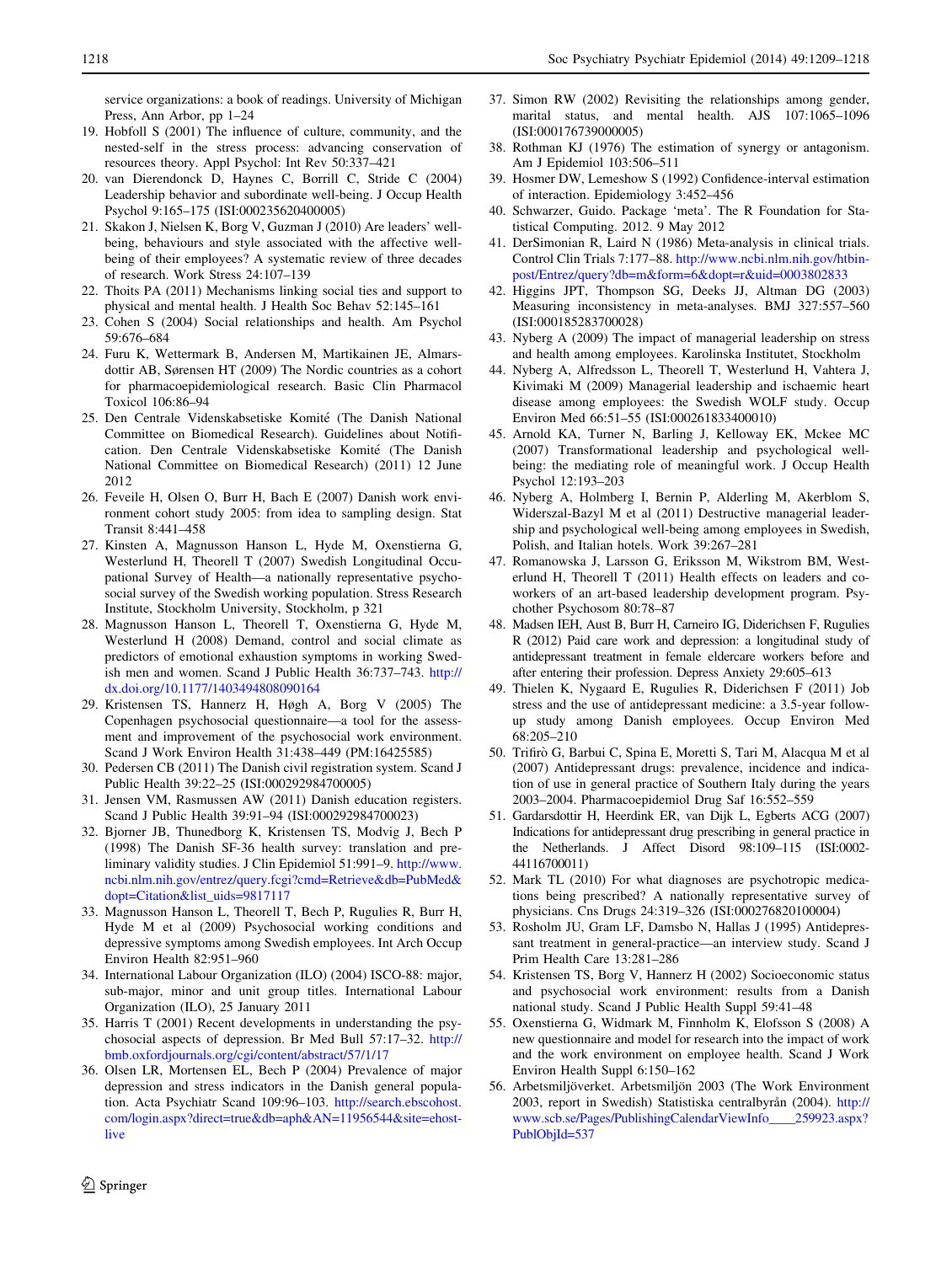service organizations: a book of readings. University of Michigan Press, Ann Arbor, pp 1–24

19. Hobfoll S (2001) The influence of culture, community, and the nested-self in the stress process: advancing conservation of resources theory. Appl Psychol: Int Rev 50:337–421
20. van Dierendonck D, Haynes C, Borrill C, Stride C (2004) Leadership behavior and subordinate well-being. J Occup Health Psychol 9:165–175 (ISI:000235620400005)
21. Skakon J, Nielsen K, Borg V, Guzman J (2010) Are leaders' well-being, behaviours and style associated with the affective well-being of their employees? A systematic review of three decades of research. Work Stress 24:107–139
22. Thoits PA (2011) Mechanisms linking social ties and support to physical and mental health. J Health Soc Behav 52:145–161
23. Cohen S (2004) Social relationships and health. Am Psychol 59:676–684
24. Furu K, Wettermark B, Andersen M, Martikainen JE, Almarsdottir AB, Sørensen HT (2009) The Nordic countries as a cohort for pharmacoepidemiological research. Basic Clin Pharmacol Toxicol 106:86–94
25. Den Centrale Videnskabsetiske Komité (The Danish National Committee on Biomedical Research). Guidelines about Notification. Den Centrale Videnskabsetiske Komité (The Danish National Committee on Biomedical Research) (2011) 12 June 2012
26. Feveile H, Olsen O, Burr H, Bach E (2007) Danish work environment cohort study 2005: from idea to sampling design. Stat Transit 8:441–458
27. Kinsten A, Magnusson Hanson L, Hyde M, Oxenstierna G, Westerlund H, Theorell T (2007) Swedish Longitudinal Occupational Survey of Health—a nationally representative psychosocial survey of the Swedish working population. Stress Research Institute, Stockholm University, Stockholm, p 321
28. Magnusson Hanson L, Theorell T, Oxenstierna G, Hyde M, Westerlund H (2008) Demand, control and social climate as predictors of emotional exhaustion symptoms in working Swedish men and women. Scand J Public Health 36:737–743. http://dx.doi.org/10.1177/1403494808090164
29. Kristensen TS, Hannerz H, Høgh A, Borg V (2005) The Copenhagen psychosocial questionnaire—a tool for the assessment and improvement of the psychosocial work environment. Scand J Work Environ Health 31:438–449 (PM:16425585)
30. Pedersen CB (2011) The Danish civil registration system. Scand J Public Health 39:22–25 (ISI:000292984700005)
31. Jensen VM, Rasmussen AW (2011) Danish education registers. Scand J Public Health 39:91–94 (ISI:000292984700023)
32. Bjorner JB, Thunedborg K, Kristensen TS, Modvig J, Bech P (1998) The Danish SF-36 health survey: translation and preliminary validity studies. J Clin Epidemiol 51:991–9. http://www.ncbi.nlm.nih.gov/entrez/query.fcgi?cmd=Retrieve&db=PubMed&dopt=Citation&list_uids=9817117
33. Magnusson Hanson L, Theorell T, Bech P, Rugulies R, Burr H, Hyde M et al (2009) Psychosocial working conditions and depressive symptoms among Swedish employees. Int Arch Occup Environ Health 82:951–960
34. International Labour Organization (ILO) (2004) ISCO-88: major, sub-major, minor and unit group titles. International Labour Organization (ILO), 25 January 2011
35. Harris T (2001) Recent developments in understanding the psychosocial aspects of depression. Br Med Bull 57:17–32. http://bmb.oxfordjournals.org/cgi/content/abstract/57/1/17
36. Olsen LR, Mortensen EL, Bech P (2004) Prevalence of major depression and stress indicators in the Danish general population. Acta Psychiatr Scand 109:96–103. http://search.ebscohost.com/login.aspx?direct=true&db=aph&AN=11956544&site=ehost-live
37. Simon RW (2002) Revisiting the relationships among gender, marital status, and mental health. AJS 107:1065–1096 (ISI:000176739000005)
38. Rothman KJ (1976) The estimation of synergy or antagonism. Am J Epidemiol 103:506–511
39. Hosmer DW, Lemeshow S (1992) Confidence-interval estimation of interaction. Epidemiology 3:452–456
40. Schwarzer, Guido. Package 'meta'. The R Foundation for Statistical Computing. 2012. 9 May 2012
41. DerSimonian R, Laird N (1986) Meta-analysis in clinical trials. Control Clin Trials 7:177–88. http://www.ncbi.nlm.nih.gov/htbin-post/Entrez/query?db=m&form=6&dopt=r&uid=0003802833
42. Higgins JPT, Thompson SG, Deeks JJ, Altman DG (2003) Measuring inconsistency in meta-analyses. BMJ 327:557–560 (ISI:000185283700028)
43. Nyberg A (2009) The impact of managerial leadership on stress and health among employees. Karolinska Institutet, Stockholm
44. Nyberg A, Alfredsson L, Theorell T, Westerlund H, Vahtera J, Kivimaki M (2009) Managerial leadership and ischaemic heart disease among employees: the Swedish WOLF study. Occup Environ Med 66:51–55 (ISI:000261833400010)
45. Arnold KA, Turner N, Barling J, Kelloway EK, Mckee MC (2007) Transformational leadership and psychological well-being: the mediating role of meaningful work. J Occup Health Psychol 12:193–203
46. Nyberg A, Holmberg I, Bernin P, Alderling M, Akerblom S, Widerszal-Bazyl M et al (2011) Destructive managerial leadership and psychological well-being among employees in Swedish, Polish, and Italian hotels. Work 39:267–281
47. Romanowska J, Larsson G, Eriksson M, Wikstrom BM, Westerlund H, Theorell T (2011) Health effects on leaders and co-workers of an art-based leadership development program. Psychother Psychosom 80:78–87
48. Madsen IEH, Aust B, Burr H, Carneiro IG, Diderichsen F, Rugulies R (2012) Paid care work and depression: a longitudinal study of antidepressant treatment in female eldercare workers before and after entering their profession. Depress Anxiety 29:605–613
49. Thielen K, Nygaard E, Rugulies R, Diderichsen F (2011) Job stress and the use of antidepressant medicine: a 3.5-year follow-up study among Danish employees. Occup Environ Med 68:205–210
50. Trifirò G, Barbui C, Spina E, Moretti S, Tari M, Alacqua M et al (2007) Antidepressant drugs: prevalence, incidence and indication of use in general practice of Southern Italy during the years 2003–2004. Pharmacoepidemiol Drug Saf 16:552–559
51. Gardarsdottir H, Heerdink ER, van Dijk L, Egberts ACG (2007) Indications for antidepressant drug prescribing in general practice in the Netherlands. J Affect Disord 98:109–115 (ISI:000244116700011)
52. Mark TL (2010) For what diagnoses are psychotropic medications being prescribed? A nationally representative survey of physicians. Cns Drugs 24:319–326 (ISI:000276820100004)
53. Rosholm JU, Gram LF, Damsbo N, Hallas J (1995) Antidepressant treatment in general-practice—an interview study. Scand J Prim Health Care 13:281–286
54. Kristensen TS, Borg V, Hannerz H (2002) Socioeconomic status and psychosocial work environment: results from a Danish national study. Scand J Public Health Suppl 59:41–48
55. Oxenstierna G, Widmark M, Finnholm K, Elofsson S (2008) A new questionnaire and model for research into the impact of work and the work environment on employee health. Scand J Work Environ Health Suppl 6:150–162
56. Arbetsmiljöverket. Arbetsmiljön 2003 (The Work Environment 2003, report in Swedish) Statistiska centralbyrån (2004). http://www.scb.se/Pages/PublishingCalendarViewInfo____259923.aspx?PublObjId=537